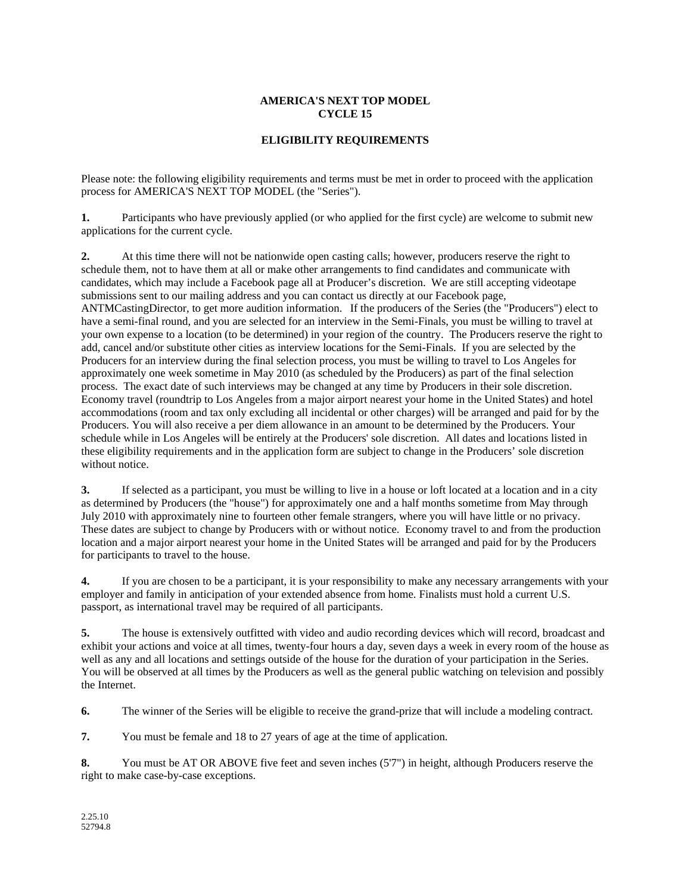# AMERICA'S NEXT TOP MODEL
# CYCLE 15

## ELIGIBILITY REQUIREMENTS

Please note: the following eligibility requirements and terms must be met in order to proceed with the application process for AMERICA'S NEXT TOP MODEL (the "Series").

**1.** Participants who have previously applied (or who applied for the first cycle) are welcome to submit new applications for the current cycle.

**2.** At this time there will not be nationwide open casting calls; however, producers reserve the right to schedule them, not to have them at all or make other arrangements to find candidates and communicate with candidates, which may include a Facebook page all at Producer's discretion. We are still accepting videotape submissions sent to our mailing address and you can contact us directly at our Facebook page, ANTMCastingDirector, to get more audition information. If the producers of the Series (the "Producers") elect to have a semi-final round, and you are selected for an interview in the Semi-Finals, you must be willing to travel at your own expense to a location (to be determined) in your region of the country. The Producers reserve the right to add, cancel and/or substitute other cities as interview locations for the Semi-Finals. If you are selected by the Producers for an interview during the final selection process, you must be willing to travel to Los Angeles for approximately one week sometime in May 2010 (as scheduled by the Producers) as part of the final selection process. The exact date of such interviews may be changed at any time by Producers in their sole discretion. Economy travel (roundtrip to Los Angeles from a major airport nearest your home in the United States) and hotel accommodations (room and tax only excluding all incidental or other charges) will be arranged and paid for by the Producers. You will also receive a per diem allowance in an amount to be determined by the Producers. Your schedule while in Los Angeles will be entirely at the Producers' sole discretion. All dates and locations listed in these eligibility requirements and in the application form are subject to change in the Producers' sole discretion without notice.

**3.** If selected as a participant, you must be willing to live in a house or loft located at a location and in a city as determined by Producers (the "house") for approximately one and a half months sometime from May through July 2010 with approximately nine to fourteen other female strangers, where you will have little or no privacy. These dates are subject to change by Producers with or without notice. Economy travel to and from the production location and a major airport nearest your home in the United States will be arranged and paid for by the Producers for participants to travel to the house.

**4.** If you are chosen to be a participant, it is your responsibility to make any necessary arrangements with your employer and family in anticipation of your extended absence from home. Finalists must hold a current U.S. passport, as international travel may be required of all participants.

**5.** The house is extensively outfitted with video and audio recording devices which will record, broadcast and exhibit your actions and voice at all times, twenty-four hours a day, seven days a week in every room of the house as well as any and all locations and settings outside of the house for the duration of your participation in the Series. You will be observed at all times by the Producers as well as the general public watching on television and possibly the Internet.

**6.** The winner of the Series will be eligible to receive the grand-prize that will include a modeling contract.

**7.** You must be female and 18 to 27 years of age at the time of application.

**8.** You must be AT OR ABOVE five feet and seven inches (5'7") in height, although Producers reserve the right to make case-by-case exceptions.

2.25.10
52794.8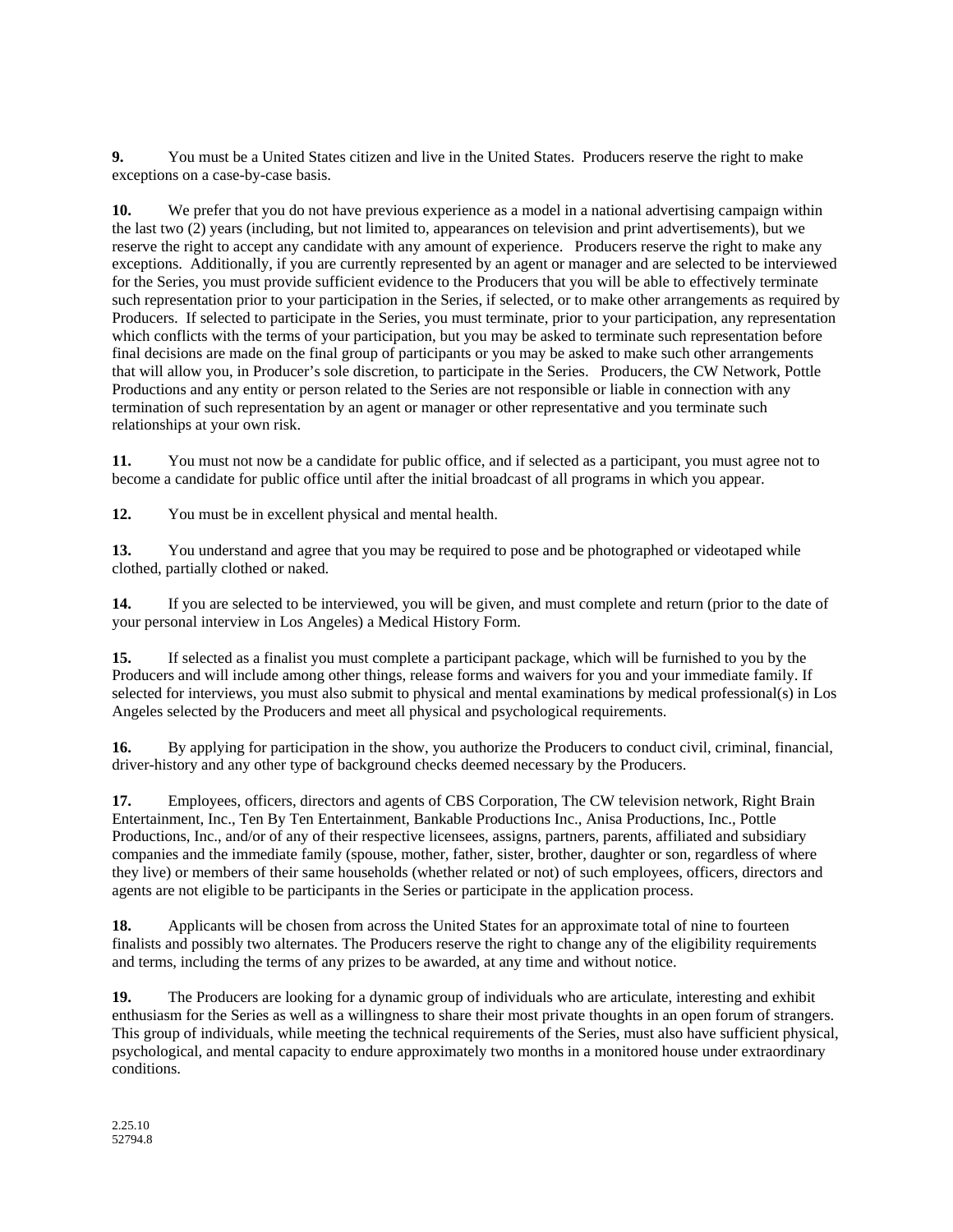**9.** You must be a United States citizen and live in the United States. Producers reserve the right to make exceptions on a case-by-case basis.

**10.** We prefer that you do not have previous experience as a model in a national advertising campaign within the last two (2) years (including, but not limited to, appearances on television and print advertisements), but we reserve the right to accept any candidate with any amount of experience. Producers reserve the right to make any exceptions. Additionally, if you are currently represented by an agent or manager and are selected to be interviewed for the Series, you must provide sufficient evidence to the Producers that you will be able to effectively terminate such representation prior to your participation in the Series, if selected, or to make other arrangements as required by Producers. If selected to participate in the Series, you must terminate, prior to your participation, any representation which conflicts with the terms of your participation, but you may be asked to terminate such representation before final decisions are made on the final group of participants or you may be asked to make such other arrangements that will allow you, in Producer's sole discretion, to participate in the Series. Producers, the CW Network, Pottle Productions and any entity or person related to the Series are not responsible or liable in connection with any termination of such representation by an agent or manager or other representative and you terminate such relationships at your own risk.

**11.** You must not now be a candidate for public office, and if selected as a participant, you must agree not to become a candidate for public office until after the initial broadcast of all programs in which you appear.

**12.** You must be in excellent physical and mental health.

**13.** You understand and agree that you may be required to pose and be photographed or videotaped while clothed, partially clothed or naked.

**14.** If you are selected to be interviewed, you will be given, and must complete and return (prior to the date of your personal interview in Los Angeles) a Medical History Form.

**15.** If selected as a finalist you must complete a participant package, which will be furnished to you by the Producers and will include among other things, release forms and waivers for you and your immediate family. If selected for interviews, you must also submit to physical and mental examinations by medical professional(s) in Los Angeles selected by the Producers and meet all physical and psychological requirements.

**16.** By applying for participation in the show, you authorize the Producers to conduct civil, criminal, financial, driver-history and any other type of background checks deemed necessary by the Producers.

**17.** Employees, officers, directors and agents of CBS Corporation, The CW television network, Right Brain Entertainment, Inc., Ten By Ten Entertainment, Bankable Productions Inc., Anisa Productions, Inc., Pottle Productions, Inc., and/or of any of their respective licensees, assigns, partners, parents, affiliated and subsidiary companies and the immediate family (spouse, mother, father, sister, brother, daughter or son, regardless of where they live) or members of their same households (whether related or not) of such employees, officers, directors and agents are not eligible to be participants in the Series or participate in the application process.

**18.** Applicants will be chosen from across the United States for an approximate total of nine to fourteen finalists and possibly two alternates. The Producers reserve the right to change any of the eligibility requirements and terms, including the terms of any prizes to be awarded, at any time and without notice.

**19.** The Producers are looking for a dynamic group of individuals who are articulate, interesting and exhibit enthusiasm for the Series as well as a willingness to share their most private thoughts in an open forum of strangers. This group of individuals, while meeting the technical requirements of the Series, must also have sufficient physical, psychological, and mental capacity to endure approximately two months in a monitored house under extraordinary conditions.

2.25.10
52794.8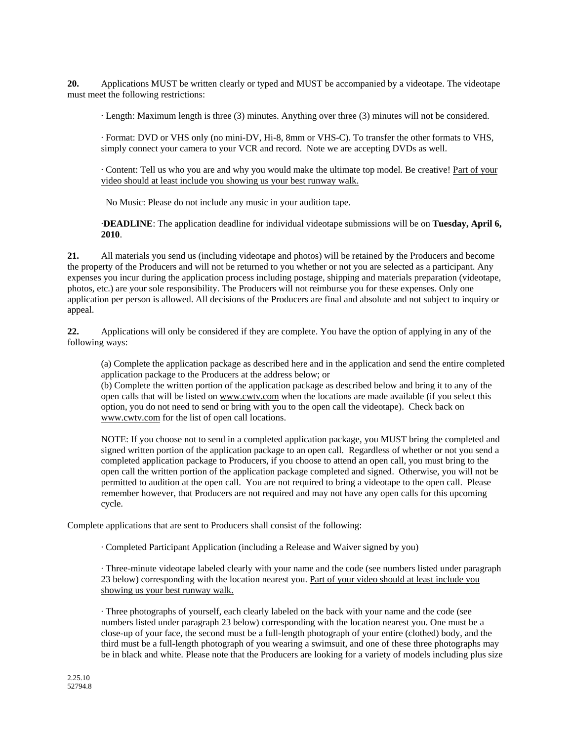**20.** Applications MUST be written clearly or typed and MUST be accompanied by a videotape. The videotape must meet the following restrictions:

· Length: Maximum length is three (3) minutes. Anything over three (3) minutes will not be considered.

· Format: DVD or VHS only (no mini-DV, Hi-8, 8mm or VHS-C). To transfer the other formats to VHS, simply connect your camera to your VCR and record. Note we are accepting DVDs as well.

· Content: Tell us who you are and why you would make the ultimate top model. Be creative! <u>Part of your video should at least include you showing us your best runway walk.</u>

No Music: Please do not include any music in your audition tape.

·**DEADLINE**: The application deadline for individual videotape submissions will be on **Tuesday, April 6, 2010**.

**21.** All materials you send us (including videotape and photos) will be retained by the Producers and become the property of the Producers and will not be returned to you whether or not you are selected as a participant. Any expenses you incur during the application process including postage, shipping and materials preparation (videotape, photos, etc.) are your sole responsibility. The Producers will not reimburse you for these expenses. Only one application per person is allowed. All decisions of the Producers are final and absolute and not subject to inquiry or appeal.

**22.** Applications will only be considered if they are complete. You have the option of applying in any of the following ways:

(a) Complete the application package as described here and in the application and send the entire completed application package to the Producers at the address below; or
(b) Complete the written portion of the application package as described below and bring it to any of the open calls that will be listed on <u>www.cwtv.com</u> when the locations are made available (if you select this option, you do not need to send or bring with you to the open call the videotape). Check back on <u>www.cwtv.com</u> for the list of open call locations.

NOTE: If you choose not to send in a completed application package, you MUST bring the completed and signed written portion of the application package to an open call. Regardless of whether or not you send a completed application package to Producers, if you choose to attend an open call, you must bring to the open call the written portion of the application package completed and signed. Otherwise, you will not be permitted to audition at the open call. You are not required to bring a videotape to the open call. Please remember however, that Producers are not required and may not have any open calls for this upcoming cycle.

Complete applications that are sent to Producers shall consist of the following:

· Completed Participant Application (including a Release and Waiver signed by you)

· Three-minute videotape labeled clearly with your name and the code (see numbers listed under paragraph 23 below) corresponding with the location nearest you. <u>Part of your video should at least include you showing us your best runway walk.</u>

· Three photographs of yourself, each clearly labeled on the back with your name and the code (see numbers listed under paragraph 23 below) corresponding with the location nearest you. One must be a close-up of your face, the second must be a full-length photograph of your entire (clothed) body, and the third must be a full-length photograph of you wearing a swimsuit, and one of these three photographs may be in black and white. Please note that the Producers are looking for a variety of models including plus size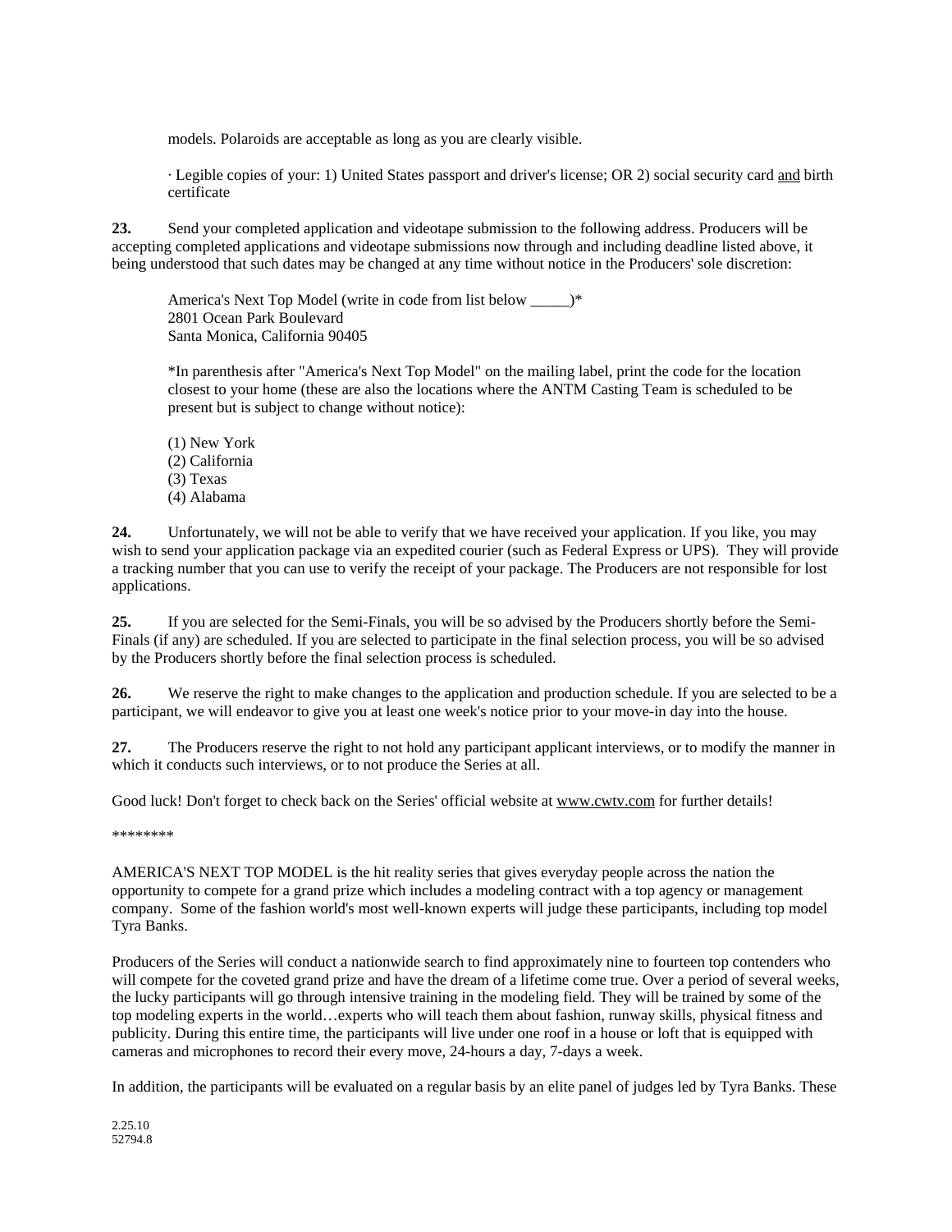models. Polaroids are acceptable as long as you are clearly visible.

· Legible copies of your: 1) United States passport and driver's license; OR 2) social security card and birth certificate

**23.** Send your completed application and videotape submission to the following address. Producers will be accepting completed applications and videotape submissions now through and including deadline listed above, it being understood that such dates may be changed at any time without notice in the Producers' sole discretion:

America's Next Top Model (write in code from list below _____)*
2801 Ocean Park Boulevard
Santa Monica, California 90405

*In parenthesis after "America's Next Top Model" on the mailing label, print the code for the location closest to your home (these are also the locations where the ANTM Casting Team is scheduled to be present but is subject to change without notice):

(1) New York
(2) California
(3) Texas
(4) Alabama

**24.** Unfortunately, we will not be able to verify that we have received your application. If you like, you may wish to send your application package via an expedited courier (such as Federal Express or UPS). They will provide a tracking number that you can use to verify the receipt of your package. The Producers are not responsible for lost applications.

**25.** If you are selected for the Semi-Finals, you will be so advised by the Producers shortly before the Semi-Finals (if any) are scheduled. If you are selected to participate in the final selection process, you will be so advised by the Producers shortly before the final selection process is scheduled.

**26.** We reserve the right to make changes to the application and production schedule. If you are selected to be a participant, we will endeavor to give you at least one week's notice prior to your move-in day into the house.

**27.** The Producers reserve the right to not hold any participant applicant interviews, or to modify the manner in which it conducts such interviews, or to not produce the Series at all.

Good luck! Don't forget to check back on the Series' official website at www.cwtv.com for further details!

********

AMERICA'S NEXT TOP MODEL is the hit reality series that gives everyday people across the nation the opportunity to compete for a grand prize which includes a modeling contract with a top agency or management company. Some of the fashion world's most well-known experts will judge these participants, including top model Tyra Banks.

Producers of the Series will conduct a nationwide search to find approximately nine to fourteen top contenders who will compete for the coveted grand prize and have the dream of a lifetime come true. Over a period of several weeks, the lucky participants will go through intensive training in the modeling field. They will be trained by some of the top modeling experts in the world…experts who will teach them about fashion, runway skills, physical fitness and publicity. During this entire time, the participants will live under one roof in a house or loft that is equipped with cameras and microphones to record their every move, 24-hours a day, 7-days a week.

In addition, the participants will be evaluated on a regular basis by an elite panel of judges led by Tyra Banks. These

2.25.10
52794.8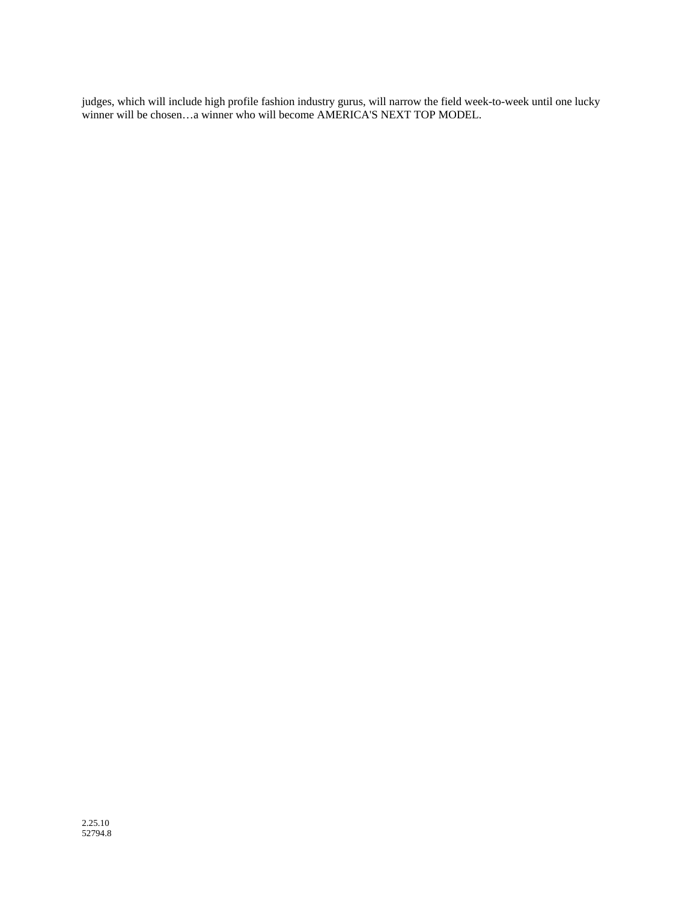judges, which will include high profile fashion industry gurus, will narrow the field week-to-week until one lucky winner will be chosen…a winner who will become AMERICA'S NEXT TOP MODEL.